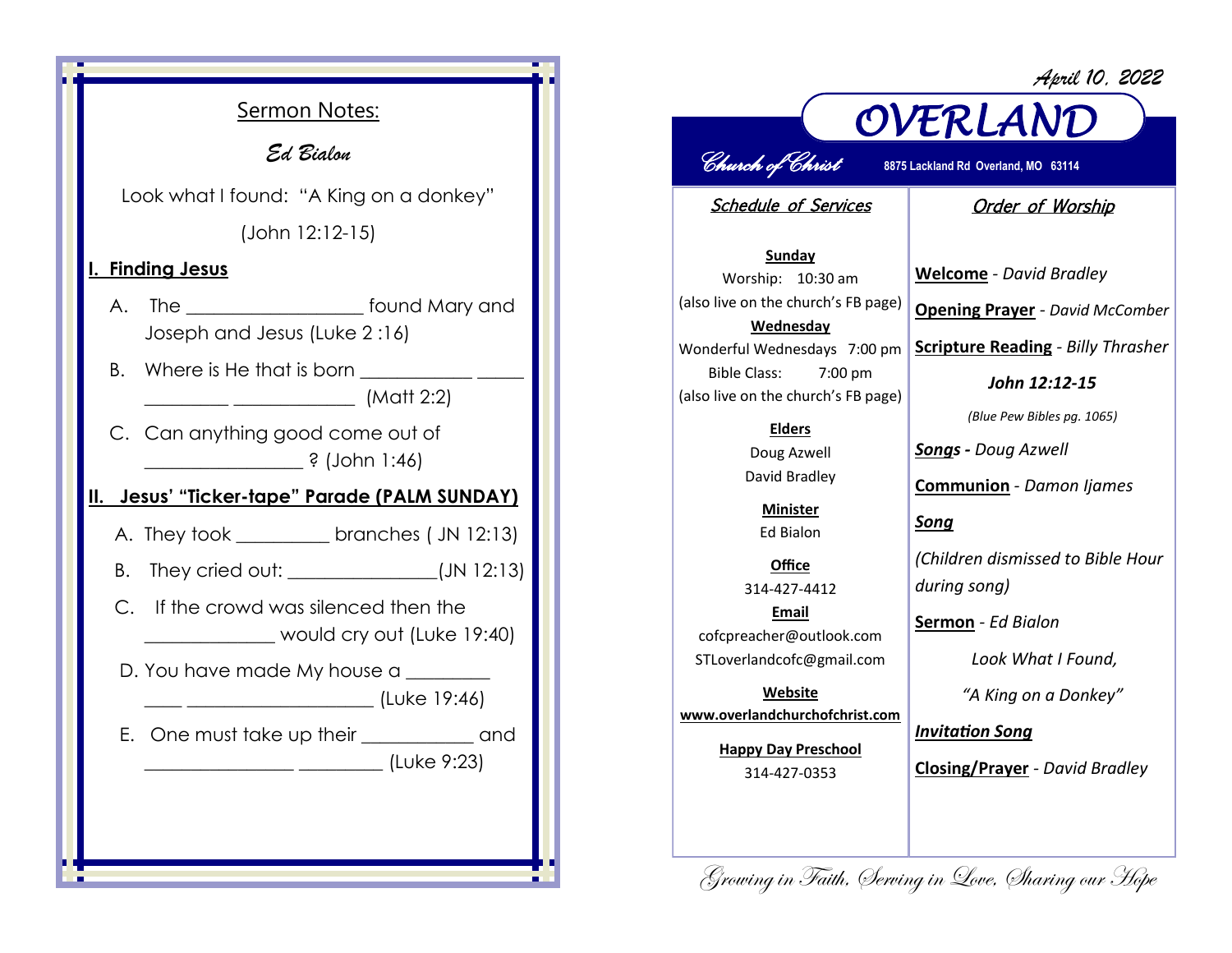## Sermon Notes:

*Ed Bialon*

Look what I found: "A King on a donkey"

(John 12:12-15)

**I. Finding Jesus**

A. The ________________ found Mary and Joseph and Jesus (Luke 2 :16)

B. Where is He that is born __________ _____ ________ ___________ (Matt 2:2)

C. Can anything good come out of ______________ ? (John 1:46)

**II. Jesus' "Ticker-tape" Parade (PALM SUNDAY)**

A. They took _________ branches ( JN 12:13)

B. They cried out: ______________(JN 12:13)

C. If the crowd was silenced then the ____________ would cry out (Luke 19:40)

D. You have made My house a ________ ____ _________________ (Luke 19:46)

E. One must take up their __________ and ______________ ________ (Luke 9:23)

*April 10, 2022*

# OVERLAND

*Church of Christ*

8875 Lackland Rd Overland, MO 63114

## Schedule of Services

**Sunday**
Worship: 10:30 am
(also live on the church's FB page)

**Wednesday**
Wonderful Wednesdays 7:00 pm
Bible Class: 7:00 pm
(also live on the church's FB page)

**Elders**
Doug Azwell
David Bradley

**Minister**
Ed Bialon

**Office**
314-427-4412

**Email**
cofcpreacher@outlook.com
STLoverlandcofc@gmail.com

**Website**
www.overlandchurchofchrist.com

**Happy Day Preschool**
314-427-0353

## Order of Worship

**Welcome** - *David Bradley*

**Opening Prayer** - *David McComber*

**Scripture Reading** - *Billy Thrasher*

***John 12:12-15***

*(Blue Pew Bibles pg. 1065)*

***Songs*** **-** *Doug Azwell*

**Communion** - *Damon Ijames*

***Song***

*(Children dismissed to Bible Hour during song)*

**Sermon** - *Ed Bialon*

*Look What I Found,*

*"A King on a Donkey"*

***Invitation Song***

**Closing/Prayer** - *David Bradley*

*Growing in Faith, Serving in Love, Sharing our Hope*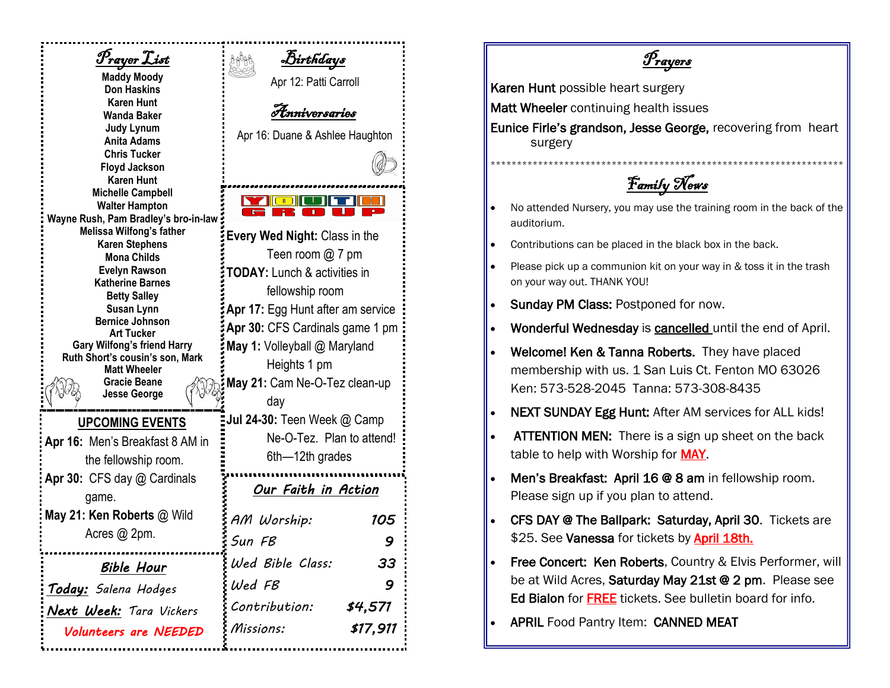## Prayer List

Maddy Moody
Don Haskins
Karen Hunt
Wanda Baker
Judy Lynum
Anita Adams
Chris Tucker
Floyd Jackson
Karen Hunt
Michelle Campbell
Walter Hampton
Wayne Rush, Pam Bradley's bro-in-law
Melissa Wilfong's father
Karen Stephens
Mona Childs
Evelyn Rawson
Katherine Barnes
Betty Salley
Susan Lynn
Bernice Johnson
Art Tucker
Gary Wilfong's friend Harry
Ruth Short's cousin's son, Mark
Matt Wheeler
Gracie Beane
Jesse George

## UPCOMING EVENTS

**Apr 16:** Men's Breakfast 8 AM in the fellowship room.

**Apr 30:** CFS day @ Cardinals game.

**May 21: Ken Roberts** @ Wild Acres @ 2pm.

## Bible Hour

***Today:*** *Salena Hodges*

***Next Week:*** *Tara Vickers*

***Volunteers are NEEDED***

## Birthdays

Apr 12: Patti Carroll

## Anniversaries

Apr 16: Duane & Ashlee Haughton

## YOUTH GROUP

**Every Wed Night:** Class in the Teen room @ 7 pm

**TODAY:** Lunch & activities in fellowship room

**Apr 17:** Egg Hunt after am service

**Apr 30:** CFS Cardinals game 1 pm

**May 1:** Volleyball @ Maryland Heights 1 pm

**May 21:** Cam Ne-O-Tez clean-up day

**Jul 24-30:** Teen Week @ Camp Ne-O-Tez. Plan to attend! 6th—12th grades

## Our Faith in Action

| | |
|---|---|
| *AM Worship:* | *105* |
| *Sun FB* | *9* |
| *Wed Bible Class:* | *33* |
| *Wed FB* | *9* |
| *Contribution:* | *$4,571* |
| *Missions:* | *$17,911* |

## Prayers

Karen Hunt possible heart surgery

Matt Wheeler continuing health issues

Eunice Firle's grandson, Jesse George, recovering from heart surgery

*********************************************************************

## Family News

- No attended Nursery, you may use the training room in the back of the auditorium.
- Contributions can be placed in the black box in the back.
- Please pick up a communion kit on your way in & toss it in the trash on your way out. THANK YOU!
- **Sunday PM Class:** Postponed for now.
- **Wonderful Wednesday** is cancelled until the end of April.
- **Welcome! Ken & Tanna Roberts.** They have placed membership with us. 1 San Luis Ct. Fenton MO 63026 Ken: 573-528-2045 Tanna: 573-308-8435
- **NEXT SUNDAY Egg Hunt:** After AM services for ALL kids!
- **ATTENTION MEN:** There is a sign up sheet on the back table to help with Worship for **MAY**.
- **Men's Breakfast: April 16 @ 8 am** in fellowship room. Please sign up if you plan to attend.
- **CFS DAY @ The Ballpark: Saturday, April 30**. Tickets are $25. See **Vanessa** for tickets by **April 18th.**
- **Free Concert: Ken Roberts**, Country & Elvis Performer, will be at Wild Acres, **Saturday May 21st @ 2 pm**. Please see **Ed Bialon** for **FREE** tickets. See bulletin board for info.
- APRIL Food Pantry Item: **CANNED MEAT**